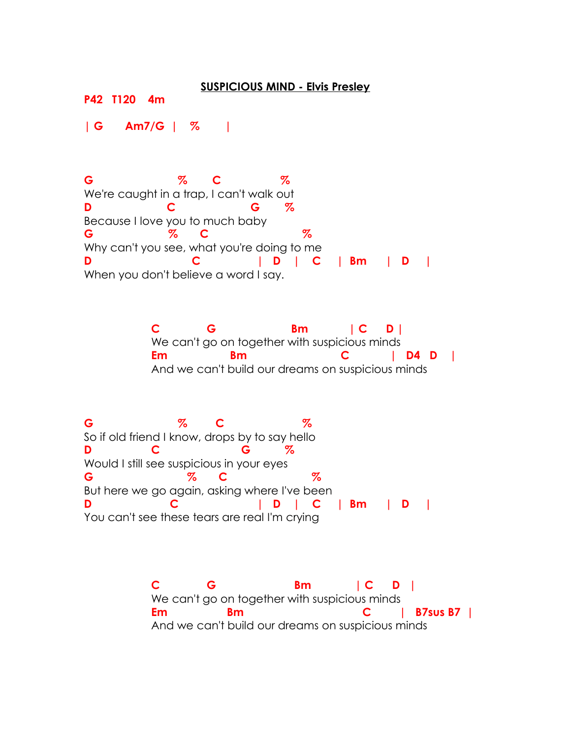**<u>SUSPICIOUS MIND - Elvis Presley</u>**

```
P42   T120   4m

| G      Am7/G  |    %       |



G                    %       C              %
We're caught in a trap, I can't walk out
D                  C                 G      %
Because I love you to much baby
G                   %      C                    %
Why can't you see, what you're doing to me
D                      C             |  D   |   C    |  Bm    |  D   |
When you don't believe a word I say.



                C          G                   Bm          | C     D |
                We can't go on together with suspicious minds
                Em               Bm                      C          |  D4  D   |
                And we can't build our dreams on suspicious minds



G                    %       C                %
So if old friend I know, drops by to say hello
D               C                    G      %
Would I still see suspicious in your eyes
G                     %      C                   %
But here we go again, asking where I've been
D                  C                 |  D   |   C    |  Bm    |  D   |
You can't see these tears are real I'm crying



                C          G                    Bm          | C     D  |
                We can't go on together with suspicious minds
                Em              Bm                         C       |  B7sus B7  |
                And we can't build our dreams on suspicious minds
```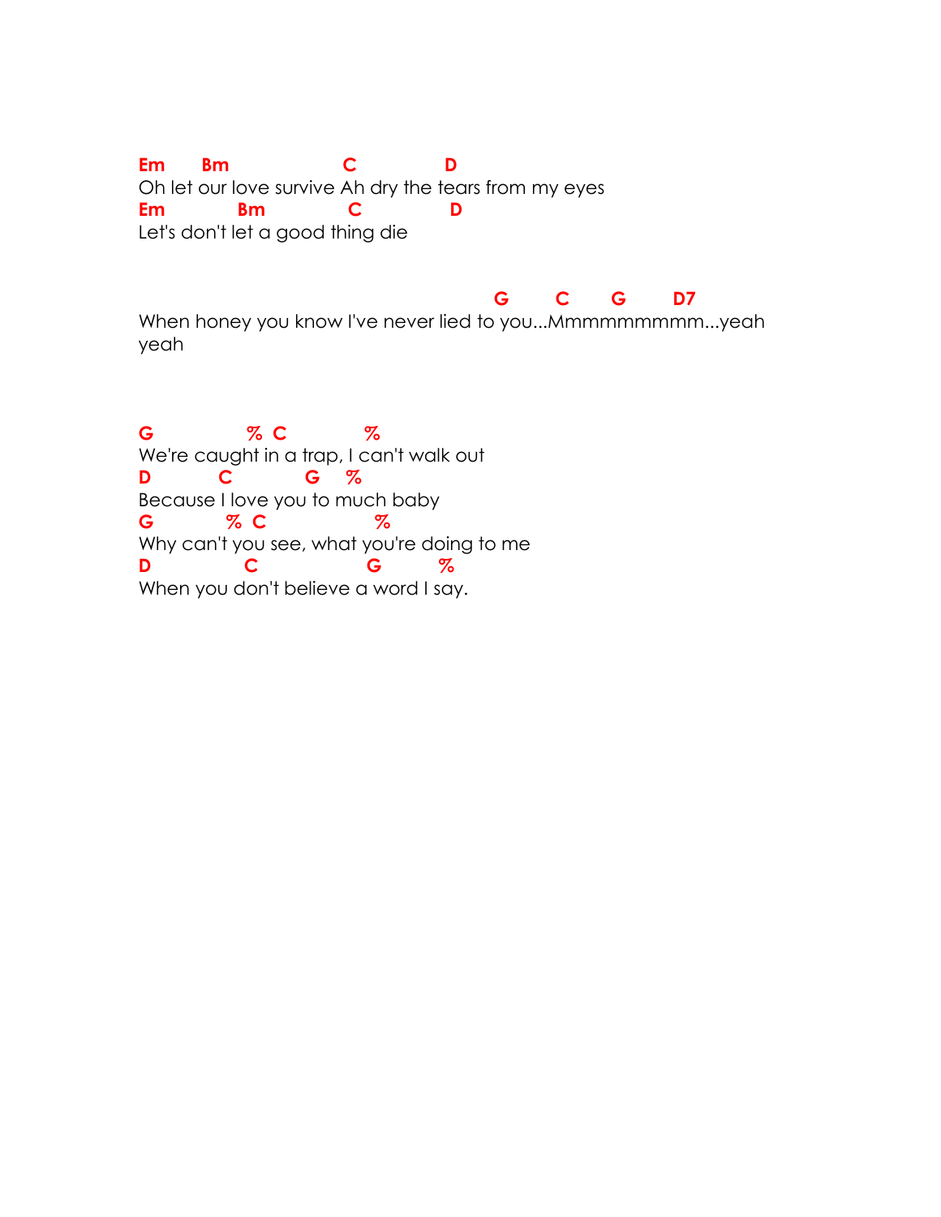```
Em      Bm                  C              D
Oh let our love survive Ah dry the tears from my eyes
Em            Bm              C              D
Let's don't let a good thing die
```

```
                                                  G        C       G        D7
When honey you know I've never lied to you...Mmmmmmmmm...yeah
yeah
```

```
G              %  C            %
We're caught in a trap, I can't walk out
D           C           G    %
Because I love you to much baby
G           %  C                %
Why can't you see, what you're doing to me
D              C                G         %
When you don't believe a word I say.
```